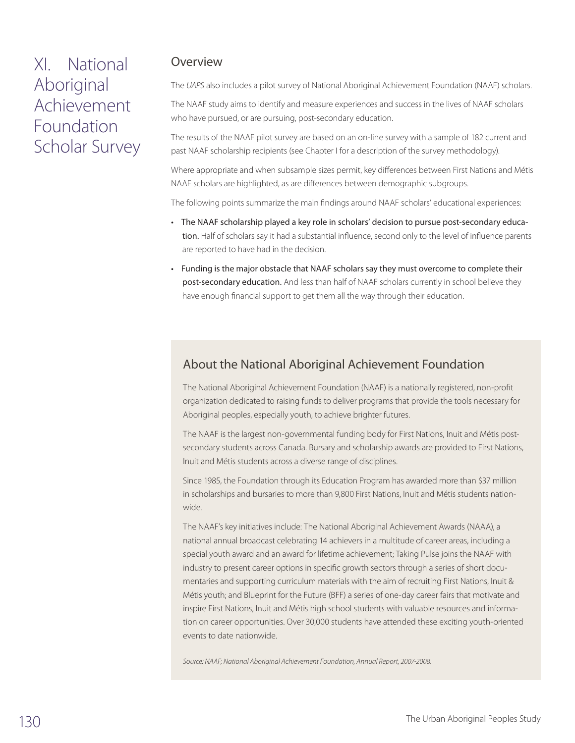# XI. National Aboriginal Achievement Foundation Scholar Survey

## Overview

The *UAPS* also includes a pilot survey of National Aboriginal Achievement Foundation (NAAF) scholars.

The NAAF study aims to identify and measure experiences and success in the lives of NAAF scholars who have pursued, or are pursuing, post-secondary education.

The results of the NAAF pilot survey are based on an on-line survey with a sample of 182 current and past NAAF scholarship recipients (see Chapter I for a description of the survey methodology).

Where appropriate and when subsample sizes permit, key differences between First Nations and Métis NAAF scholars are highlighted, as are differences between demographic subgroups.

The following points summarize the main findings around NAAF scholars' educational experiences:

- **The NAAF scholarship played a key role in scholars' decision to pursue post-secondary education.** Half of scholars say it had a substantial influence, second only to the level of influence parents are reported to have had in the decision.
- **Funding is the major obstacle that NAAF scholars say they must overcome to complete their post-secondary education.** And less than half of NAAF scholars currently in school believe they have enough financial support to get them all the way through their education.

### About the National Aboriginal Achievement Foundation

The National Aboriginal Achievement Foundation (NAAF) is a nationally registered, non-profit organization dedicated to raising funds to deliver programs that provide the tools necessary for Aboriginal peoples, especially youth, to achieve brighter futures.

The NAAF is the largest non-governmental funding body for First Nations, Inuit and Métis post-secondary students across Canada. Bursary and scholarship awards are provided to First Nations, Inuit and Métis students across a diverse range of disciplines.

Since 1985, the Foundation through its Education Program has awarded more than $37 million in scholarships and bursaries to more than 9,800 First Nations, Inuit and Métis students nationwide.

The NAAF's key initiatives include: The National Aboriginal Achievement Awards (NAAA), a national annual broadcast celebrating 14 achievers in a multitude of career areas, including a special youth award and an award for lifetime achievement; Taking Pulse joins the NAAF with industry to present career options in specific growth sectors through a series of short documentaries and supporting curriculum materials with the aim of recruiting First Nations, Inuit & Métis youth; and Blueprint for the Future (BFF) a series of one-day career fairs that motivate and inspire First Nations, Inuit and Métis high school students with valuable resources and information on career opportunities. Over 30,000 students have attended these exciting youth-oriented events to date nationwide.

*Source: NAAF; National Aboriginal Achievement Foundation, Annual Report, 2007-2008.*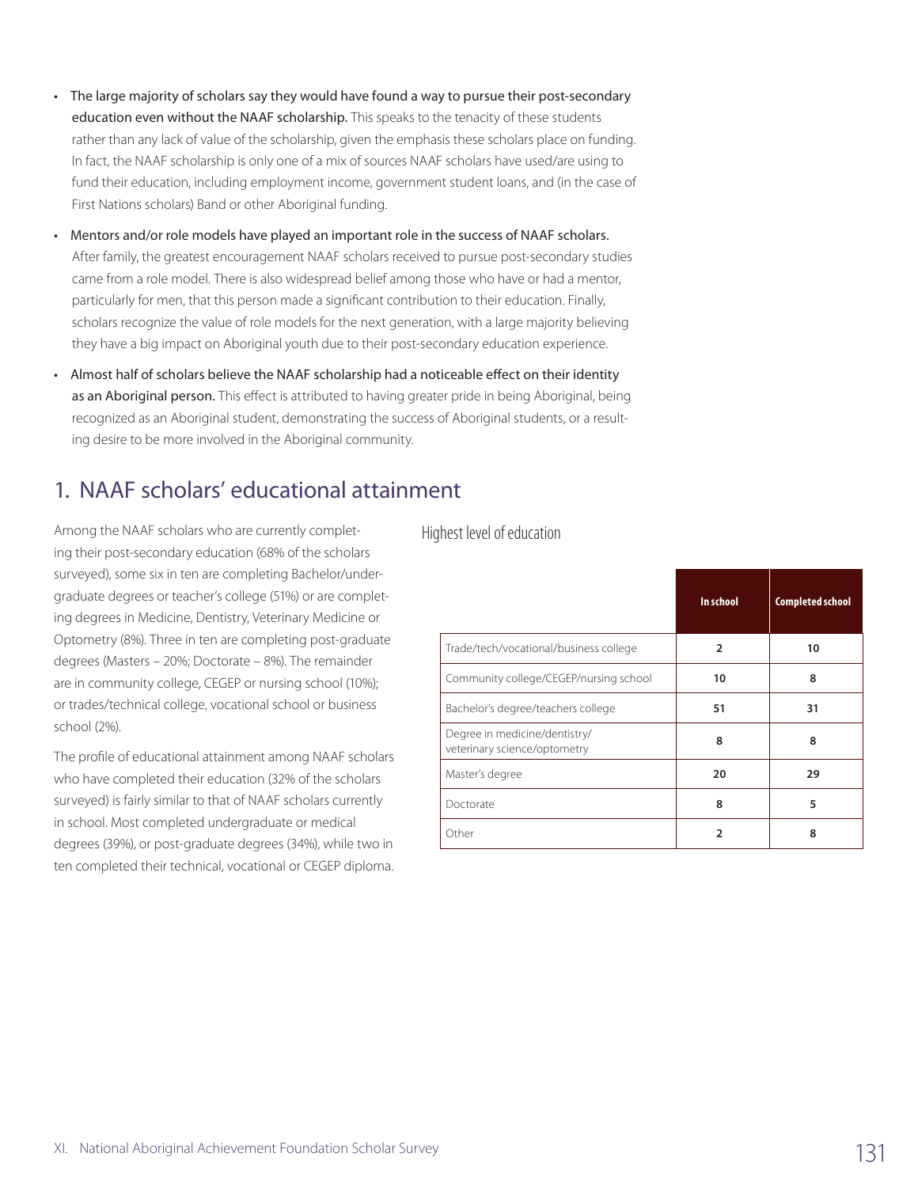- **The large majority of scholars say they would have found a way to pursue their post-secondary education even without the NAAF scholarship.** This speaks to the tenacity of these students rather than any lack of value of the scholarship, given the emphasis these scholars place on funding. In fact, the NAAF scholarship is only one of a mix of sources NAAF scholars have used/are using to fund their education, including employment income, government student loans, and (in the case of First Nations scholars) Band or other Aboriginal funding.
- **Mentors and/or role models have played an important role in the success of NAAF scholars.** After family, the greatest encouragement NAAF scholars received to pursue post-secondary studies came from a role model. There is also widespread belief among those who have or had a mentor, particularly for men, that this person made a significant contribution to their education. Finally, scholars recognize the value of role models for the next generation, with a large majority believing they have a big impact on Aboriginal youth due to their post-secondary education experience.
- **Almost half of scholars believe the NAAF scholarship had a noticeable effect on their identity as an Aboriginal person.** This effect is attributed to having greater pride in being Aboriginal, being recognized as an Aboriginal student, demonstrating the success of Aboriginal students, or a resulting desire to be more involved in the Aboriginal community.

## 1. NAAF scholars' educational attainment

Among the NAAF scholars who are currently completing their post-secondary education (68% of the scholars surveyed), some six in ten are completing Bachelor/undergraduate degrees or teacher's college (51%) or are completing degrees in Medicine, Dentistry, Veterinary Medicine or Optometry (8%). Three in ten are completing post-graduate degrees (Masters – 20%; Doctorate – 8%). The remainder are in community college, CEGEP or nursing school (10%); or trades/technical college, vocational school or business school (2%).

The profile of educational attainment among NAAF scholars who have completed their education (32% of the scholars surveyed) is fairly similar to that of NAAF scholars currently in school. Most completed undergraduate or medical degrees (39%), or post-graduate degrees (34%), while two in ten completed their technical, vocational or CEGEP diploma.

Highest level of education

| | In school | Completed school |
|---|---|---|
| Trade/tech/vocational/business college | 2 | 10 |
| Community college/CEGEP/nursing school | 10 | 8 |
| Bachelor's degree/teachers college | 51 | 31 |
| Degree in medicine/dentistry/ veterinary science/optometry | 8 | 8 |
| Master's degree | 20 | 29 |
| Doctorate | 8 | 5 |
| Other | 2 | 8 |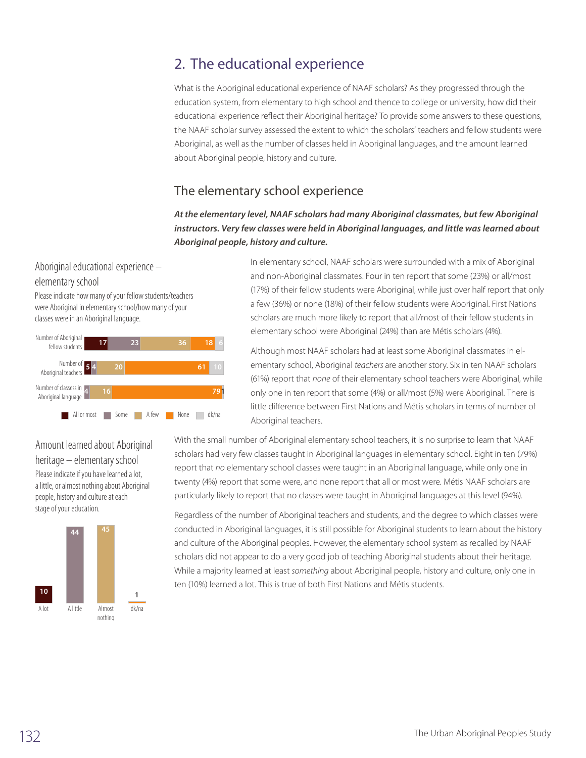## 2. The educational experience

What is the Aboriginal educational experience of NAAF scholars? As they progressed through the education system, from elementary to high school and thence to college or university, how did their educational experience reflect their Aboriginal heritage? To provide some answers to these questions, the NAAF scholar survey assessed the extent to which the scholars' teachers and fellow students were Aboriginal, as well as the number of classes held in Aboriginal languages, and the amount learned about Aboriginal people, history and culture.

### The elementary school experience

***At the elementary level, NAAF scholars had many Aboriginal classmates, but few Aboriginal instructors. Very few classes were held in Aboriginal languages, and little was learned about Aboriginal people, history and culture.***

#### Aboriginal educational experience – elementary school

Please indicate how many of your fellow students/teachers were Aboriginal in elementary school/how many of your classes were in an Aboriginal language.

| | All or most | Some | A few | None | dk/na |
|---|---|---|---|---|---|
| Number of Aboriginal fellow students | 17 | 23 | 36 | 18 | 6 |
| Number of Aboriginal teachers | 5 | 4 | 20 | 61 | 10 |
| Number of classes in Aboriginal language | | 4 | 16 | 79 | 1 |

#### Amount learned about Aboriginal heritage – elementary school

Please indicate if you have learned a lot, a little, or almost nothing about Aboriginal people, history and culture at each stage of your education.

| A lot | A little | Almost nothing | dk/na |
|---|---|---|---|
| 10 | 44 | 45 | 1 |

In elementary school, NAAF scholars were surrounded with a mix of Aboriginal and non-Aboriginal classmates. Four in ten report that some (23%) or all/most (17%) of their fellow students were Aboriginal, while just over half report that only a few (36%) or none (18%) of their fellow students were Aboriginal. First Nations scholars are much more likely to report that all/most of their fellow students in elementary school were Aboriginal (24%) than are Métis scholars (4%).

Although most NAAF scholars had at least some Aboriginal classmates in elementary school, Aboriginal *teachers* are another story. Six in ten NAAF scholars (61%) report that *none* of their elementary school teachers were Aboriginal, while only one in ten report that some (4%) or all/most (5%) were Aboriginal. There is little difference between First Nations and Métis scholars in terms of number of Aboriginal teachers.

With the small number of Aboriginal elementary school teachers, it is no surprise to learn that NAAF scholars had very few classes taught in Aboriginal languages in elementary school. Eight in ten (79%) report that *no* elementary school classes were taught in an Aboriginal language, while only one in twenty (4%) report that some were, and none report that all or most were. Métis NAAF scholars are particularly likely to report that no classes were taught in Aboriginal languages at this level (94%).

Regardless of the number of Aboriginal teachers and students, and the degree to which classes were conducted in Aboriginal languages, it is still possible for Aboriginal students to learn about the history and culture of the Aboriginal peoples. However, the elementary school system as recalled by NAAF scholars did not appear to do a very good job of teaching Aboriginal students about their heritage. While a majority learned at least *something* about Aboriginal people, history and culture, only one in ten (10%) learned a lot. This is true of both First Nations and Métis students.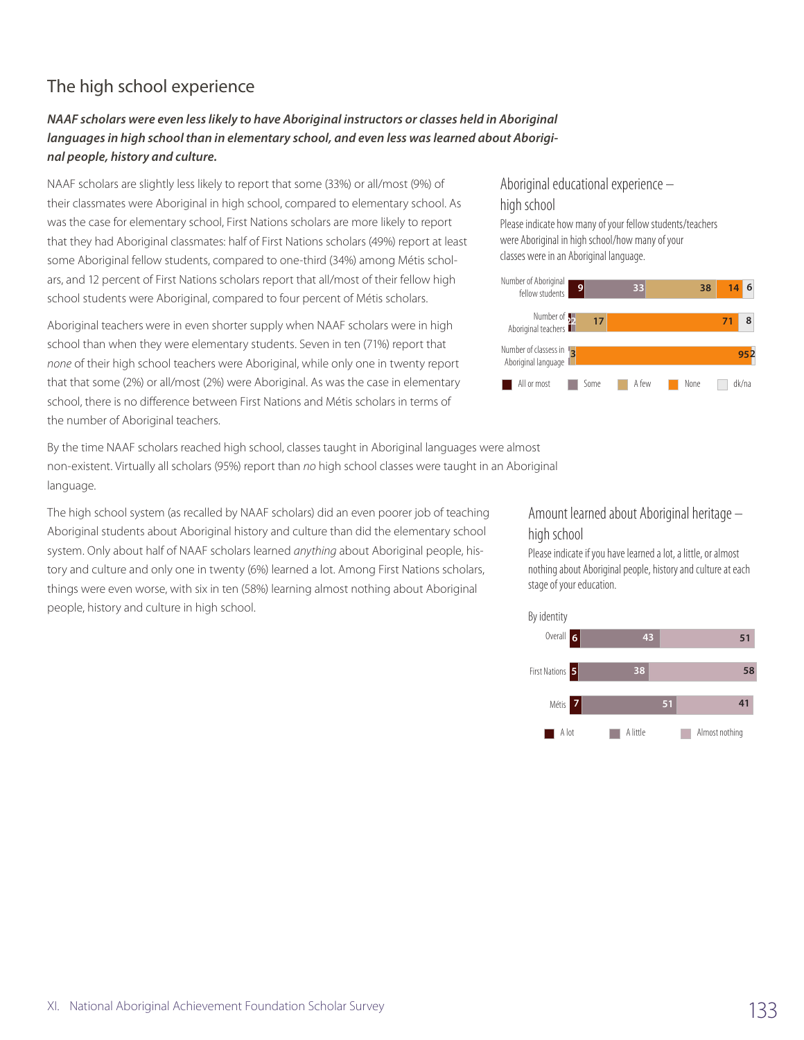## The high school experience

***NAAF scholars were even less likely to have Aboriginal instructors or classes held in Aboriginal languages in high school than in elementary school, and even less was learned about Aboriginal people, history and culture.***

NAAF scholars are slightly less likely to report that some (33%) or all/most (9%) of their classmates were Aboriginal in high school, compared to elementary school. As was the case for elementary school, First Nations scholars are more likely to report that they had Aboriginal classmates: half of First Nations scholars (49%) report at least some Aboriginal fellow students, compared to one-third (34%) among Métis scholars, and 12 percent of First Nations scholars report that all/most of their fellow high school students were Aboriginal, compared to four percent of Métis scholars.

Aboriginal teachers were in even shorter supply when NAAF scholars were in high school than when they were elementary students. Seven in ten (71%) report that *none* of their high school teachers were Aboriginal, while only one in twenty report that that some (2%) or all/most (2%) were Aboriginal. As was the case in elementary school, there is no difference between First Nations and Métis scholars in terms of the number of Aboriginal teachers.

**Aboriginal educational experience – high school**

Please indicate how many of your fellow students/teachers were Aboriginal in high school/how many of your classes were in an Aboriginal language.

| | All or most | Some | A few | None | dk/na |
|---|---|---|---|---|---|
| Number of Aboriginal fellow students | 9 | 33 | 38 | 14 | 6 |
| Number of Aboriginal teachers | 2 | 2 | 17 | 71 | 8 |
| Number of classes in Aboriginal language | | | 3 | 95 | 2 |

By the time NAAF scholars reached high school, classes taught in Aboriginal languages were almost non-existent. Virtually all scholars (95%) report than *no* high school classes were taught in an Aboriginal language.

The high school system (as recalled by NAAF scholars) did an even poorer job of teaching Aboriginal students about Aboriginal history and culture than did the elementary school system. Only about half of NAAF scholars learned *anything* about Aboriginal people, history and culture and only one in twenty (6%) learned a lot. Among First Nations scholars, things were even worse, with six in ten (58%) learning almost nothing about Aboriginal people, history and culture in high school.

**Amount learned about Aboriginal heritage – high school**

Please indicate if you have learned a lot, a little, or almost nothing about Aboriginal people, history and culture at each stage of your education.

By identity

| | A lot | A little | Almost nothing |
|---|---|---|---|
| Overall | 6 | 43 | 51 |
| First Nations | 5 | 38 | 58 |
| Métis | 7 | 51 | 41 |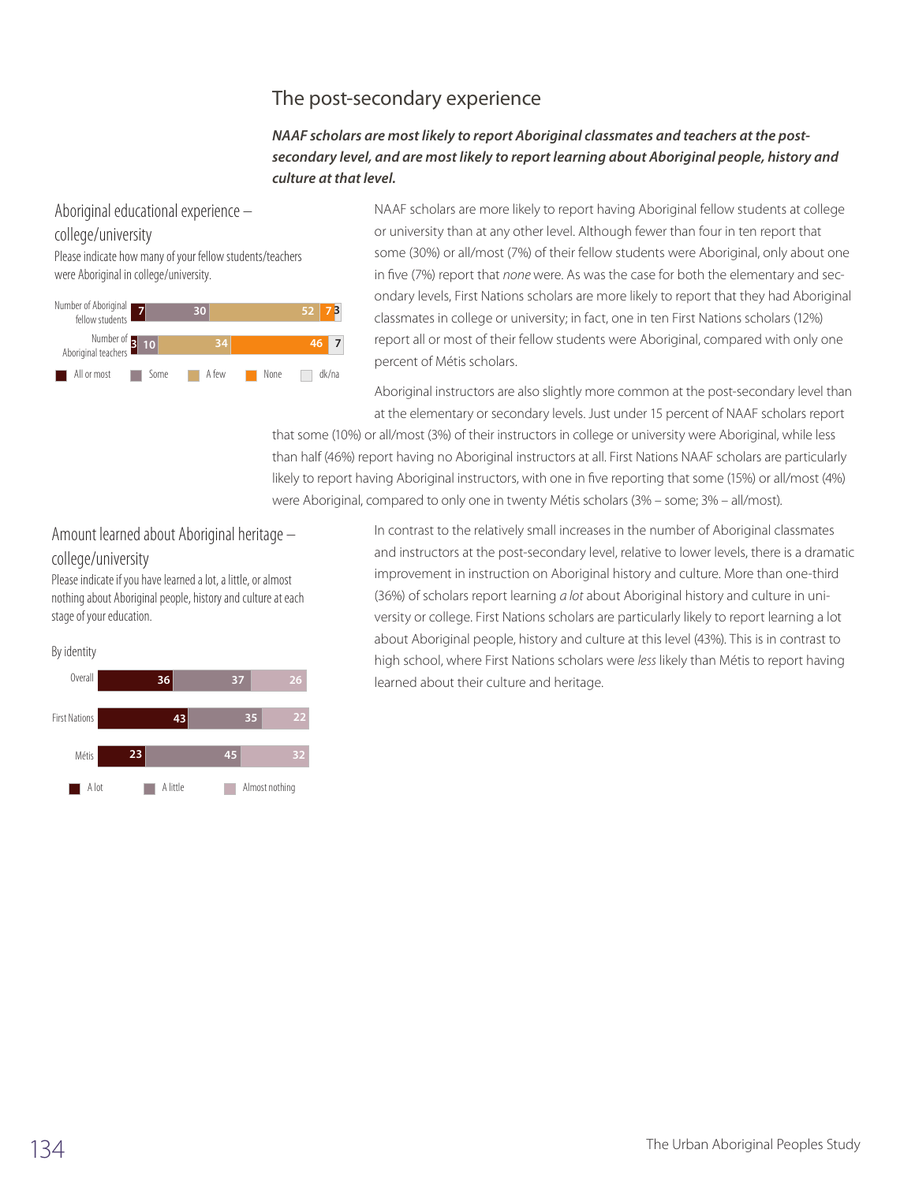## The post-secondary experience

***NAAF scholars are most likely to report Aboriginal classmates and teachers at the post-secondary level, and are most likely to report learning about Aboriginal people, history and culture at that level.***

### Aboriginal educational experience – college/university

Please indicate how many of your fellow students/teachers were Aboriginal in college/university.

| | All or most | Some | A few | None | dk/na |
|---|---|---|---|---|---|
| Number of Aboriginal fellow students | 7 | 30 | 52 | 7 | 3 |
| Number of Aboriginal teachers | 3 | 10 | 34 | 46 | 7 |

NAAF scholars are more likely to report having Aboriginal fellow students at college or university than at any other level. Although fewer than four in ten report that some (30%) or all/most (7%) of their fellow students were Aboriginal, only about one in five (7%) report that *none* were. As was the case for both the elementary and secondary levels, First Nations scholars are more likely to report that they had Aboriginal classmates in college or university; in fact, one in ten First Nations scholars (12%) report all or most of their fellow students were Aboriginal, compared with only one percent of Métis scholars.

Aboriginal instructors are also slightly more common at the post-secondary level than at the elementary or secondary levels. Just under 15 percent of NAAF scholars report that some (10%) or all/most (3%) of their instructors in college or university were Aboriginal, while less than half (46%) report having no Aboriginal instructors at all. First Nations NAAF scholars are particularly likely to report having Aboriginal instructors, with one in five reporting that some (15%) or all/most (4%) were Aboriginal, compared to only one in twenty Métis scholars (3% – some; 3% – all/most).

### Amount learned about Aboriginal heritage – college/university

Please indicate if you have learned a lot, a little, or almost nothing about Aboriginal people, history and culture at each stage of your education.

By identity

| | A lot | A little | Almost nothing |
|---|---|---|---|
| Overall | 36 | 37 | 26 |
| First Nations | 43 | 35 | 22 |
| Métis | 23 | 45 | 32 |

In contrast to the relatively small increases in the number of Aboriginal classmates and instructors at the post-secondary level, relative to lower levels, there is a dramatic improvement in instruction on Aboriginal history and culture. More than one-third (36%) of scholars report learning *a lot* about Aboriginal history and culture in university or college. First Nations scholars are particularly likely to report learning a lot about Aboriginal people, history and culture at this level (43%). This is in contrast to high school, where First Nations scholars were *less* likely than Métis to report having learned about their culture and heritage.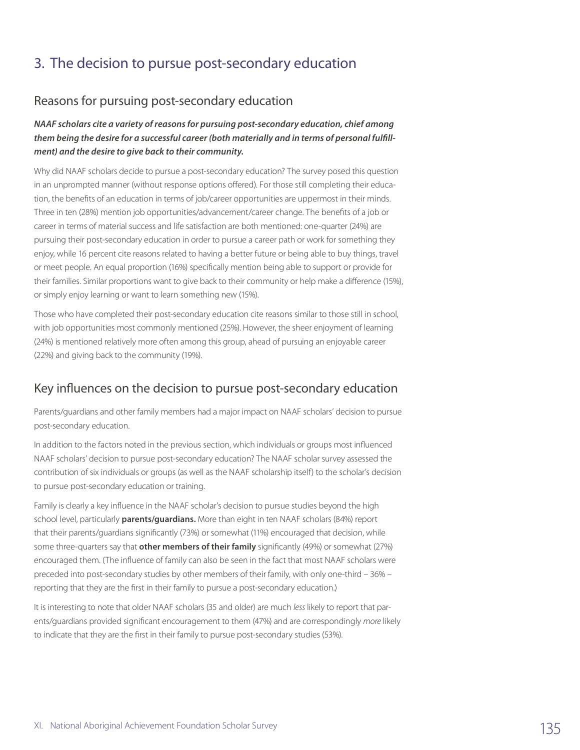## 3. The decision to pursue post-secondary education

### Reasons for pursuing post-secondary education

***NAAF scholars cite a variety of reasons for pursuing post-secondary education, chief among them being the desire for a successful career (both materially and in terms of personal fulfillment) and the desire to give back to their community.***

Why did NAAF scholars decide to pursue a post-secondary education? The survey posed this question in an unprompted manner (without response options offered). For those still completing their education, the benefits of an education in terms of job/career opportunities are uppermost in their minds. Three in ten (28%) mention job opportunities/advancement/career change. The benefits of a job or career in terms of material success and life satisfaction are both mentioned: one-quarter (24%) are pursuing their post-secondary education in order to pursue a career path or work for something they enjoy, while 16 percent cite reasons related to having a better future or being able to buy things, travel or meet people. An equal proportion (16%) specifically mention being able to support or provide for their families. Similar proportions want to give back to their community or help make a difference (15%), or simply enjoy learning or want to learn something new (15%).

Those who have completed their post-secondary education cite reasons similar to those still in school, with job opportunities most commonly mentioned (25%). However, the sheer enjoyment of learning (24%) is mentioned relatively more often among this group, ahead of pursuing an enjoyable career (22%) and giving back to the community (19%).

### Key influences on the decision to pursue post-secondary education

Parents/guardians and other family members had a major impact on NAAF scholars' decision to pursue post-secondary education.

In addition to the factors noted in the previous section, which individuals or groups most influenced NAAF scholars' decision to pursue post-secondary education? The NAAF scholar survey assessed the contribution of six individuals or groups (as well as the NAAF scholarship itself) to the scholar's decision to pursue post-secondary education or training.

Family is clearly a key influence in the NAAF scholar's decision to pursue studies beyond the high school level, particularly **parents/guardians.** More than eight in ten NAAF scholars (84%) report that their parents/guardians significantly (73%) or somewhat (11%) encouraged that decision, while some three-quarters say that **other members of their family** significantly (49%) or somewhat (27%) encouraged them. (The influence of family can also be seen in the fact that most NAAF scholars were preceded into post-secondary studies by other members of their family, with only one-third – 36% – reporting that they are the first in their family to pursue a post-secondary education.)

It is interesting to note that older NAAF scholars (35 and older) are much *less* likely to report that parents/guardians provided significant encouragement to them (47%) and are correspondingly *more* likely to indicate that they are the first in their family to pursue post-secondary studies (53%).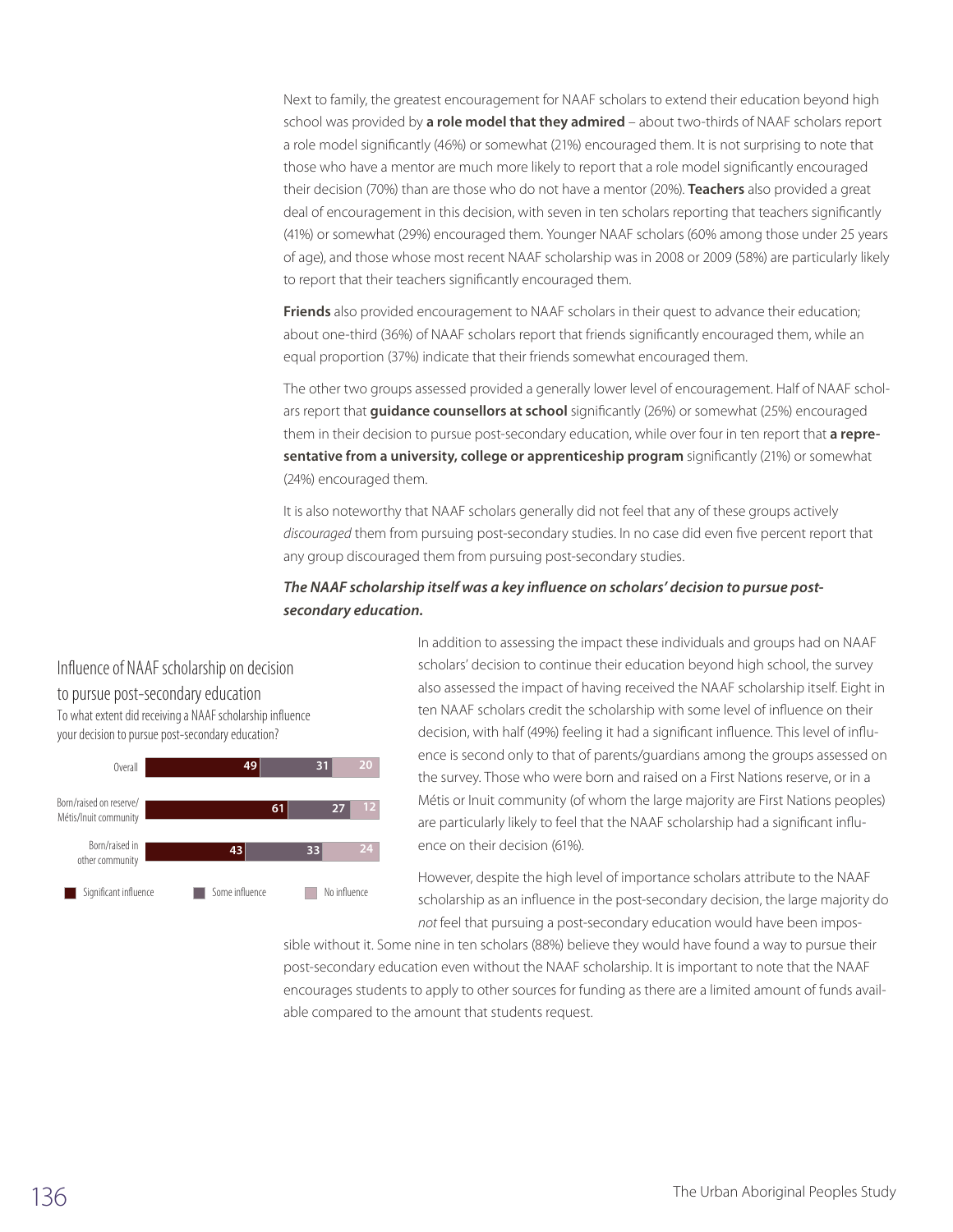Next to family, the greatest encouragement for NAAF scholars to extend their education beyond high school was provided by **a role model that they admired** – about two-thirds of NAAF scholars report a role model significantly (46%) or somewhat (21%) encouraged them. It is not surprising to note that those who have a mentor are much more likely to report that a role model significantly encouraged their decision (70%) than are those who do not have a mentor (20%). **Teachers** also provided a great deal of encouragement in this decision, with seven in ten scholars reporting that teachers significantly (41%) or somewhat (29%) encouraged them. Younger NAAF scholars (60% among those under 25 years of age), and those whose most recent NAAF scholarship was in 2008 or 2009 (58%) are particularly likely to report that their teachers significantly encouraged them.

**Friends** also provided encouragement to NAAF scholars in their quest to advance their education; about one-third (36%) of NAAF scholars report that friends significantly encouraged them, while an equal proportion (37%) indicate that their friends somewhat encouraged them.

The other two groups assessed provided a generally lower level of encouragement. Half of NAAF scholars report that **guidance counsellors at school** significantly (26%) or somewhat (25%) encouraged them in their decision to pursue post-secondary education, while over four in ten report that **a representative from a university, college or apprenticeship program** significantly (21%) or somewhat (24%) encouraged them.

It is also noteworthy that NAAF scholars generally did not feel that any of these groups actively *discouraged* them from pursuing post-secondary studies. In no case did even five percent report that any group discouraged them from pursuing post-secondary studies.

***The NAAF scholarship itself was a key influence on scholars' decision to pursue post-secondary education.***

In addition to assessing the impact these individuals and groups had on NAAF scholars' decision to continue their education beyond high school, the survey also assessed the impact of having received the NAAF scholarship itself. Eight in ten NAAF scholars credit the scholarship with some level of influence on their decision, with half (49%) feeling it had a significant influence. This level of influence is second only to that of parents/guardians among the groups assessed on the survey. Those who were born and raised on a First Nations reserve, or in a Métis or Inuit community (of whom the large majority are First Nations peoples) are particularly likely to feel that the NAAF scholarship had a significant influence on their decision (61%).

However, despite the high level of importance scholars attribute to the NAAF scholarship as an influence in the post-secondary decision, the large majority do *not* feel that pursuing a post-secondary education would have been impossible without it. Some nine in ten scholars (88%) believe they would have found a way to pursue their post-secondary education even without the NAAF scholarship. It is important to note that the NAAF encourages students to apply to other sources for funding as there are a limited amount of funds available compared to the amount that students request.

**Influence of NAAF scholarship on decision to pursue post-secondary education**

To what extent did receiving a NAAF scholarship influence your decision to pursue post-secondary education?

| | Significant influence | Some influence | No influence |
|---|---|---|---|
| Overall | 49 | 31 | 20 |
| Born/raised on reserve/Métis/Inuit community | 61 | 27 | 12 |
| Born/raised in other community | 43 | 33 | 24 |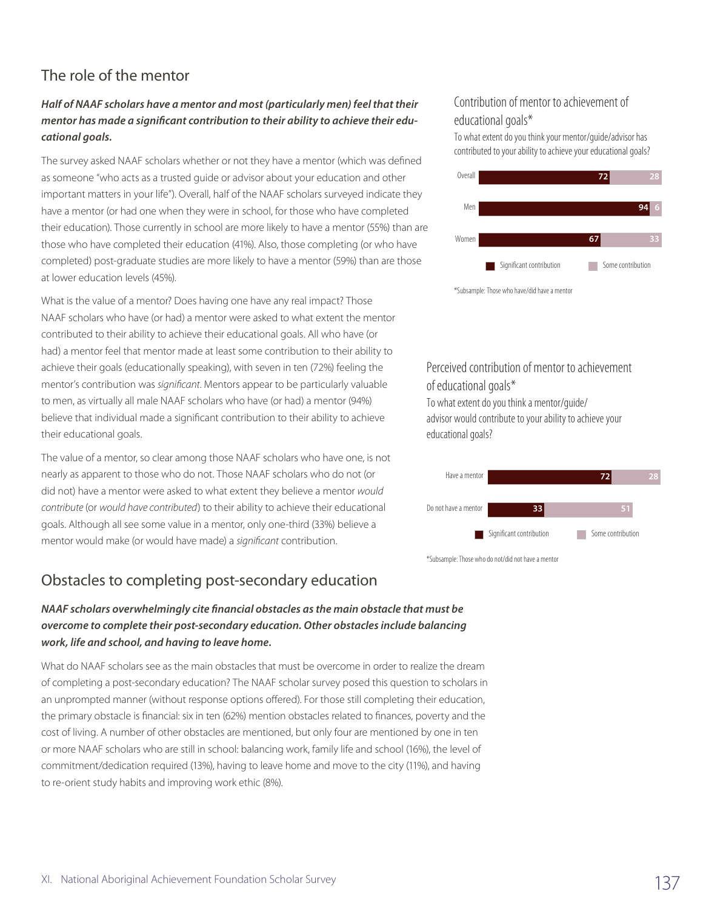## The role of the mentor

***Half of NAAF scholars have a mentor and most (particularly men) feel that their mentor has made a significant contribution to their ability to achieve their educational goals.***

The survey asked NAAF scholars whether or not they have a mentor (which was defined as someone "who acts as a trusted guide or advisor about your education and other important matters in your life"). Overall, half of the NAAF scholars surveyed indicate they have a mentor (or had one when they were in school, for those who have completed their education). Those currently in school are more likely to have a mentor (55%) than are those who have completed their education (41%). Also, those completing (or who have completed) post-graduate studies are more likely to have a mentor (59%) than are those at lower education levels (45%).

What is the value of a mentor? Does having one have any real impact? Those NAAF scholars who have (or had) a mentor were asked to what extent the mentor contributed to their ability to achieve their educational goals. All who have (or had) a mentor feel that mentor made at least some contribution to their ability to achieve their goals (educationally speaking), with seven in ten (72%) feeling the mentor's contribution was *significant*. Mentors appear to be particularly valuable to men, as virtually all male NAAF scholars who have (or had) a mentor (94%) believe that individual made a significant contribution to their ability to achieve their educational goals.

The value of a mentor, so clear among those NAAF scholars who have one, is not nearly as apparent to those who do not. Those NAAF scholars who do not (or did not) have a mentor were asked to what extent they believe a mentor *would contribute* (or *would have contributed*) to their ability to achieve their educational goals. Although all see some value in a mentor, only one-third (33%) believe a mentor would make (or would have made) a *significant* contribution.

### Contribution of mentor to achievement of educational goals*

To what extent do you think your mentor/guide/advisor has contributed to your ability to achieve your educational goals?

| | Significant contribution | Some contribution |
|---|---|---|
| Overall | 72 | 28 |
| Men | 94 | 6 |
| Women | 67 | 33 |

*Subsample: Those who have/did have a mentor

### Perceived contribution of mentor to achievement of educational goals*

To what extent do you think a mentor/guide/advisor would contribute to your ability to achieve your educational goals?

| | Significant contribution | Some contribution |
|---|---|---|
| Have a mentor | 72 | 28 |
| Do not have a mentor | 33 | 51 |

*Subsample: Those who do not/did not have a mentor

## Obstacles to completing post-secondary education

***NAAF scholars overwhelmingly cite financial obstacles as the main obstacle that must be overcome to complete their post-secondary education. Other obstacles include balancing work, life and school, and having to leave home.***

What do NAAF scholars see as the main obstacles that must be overcome in order to realize the dream of completing a post-secondary education? The NAAF scholar survey posed this question to scholars in an unprompted manner (without response options offered). For those still completing their education, the primary obstacle is financial: six in ten (62%) mention obstacles related to finances, poverty and the cost of living. A number of other obstacles are mentioned, but only four are mentioned by one in ten or more NAAF scholars who are still in school: balancing work, family life and school (16%), the level of commitment/dedication required (13%), having to leave home and move to the city (11%), and having to re-orient study habits and improving work ethic (8%).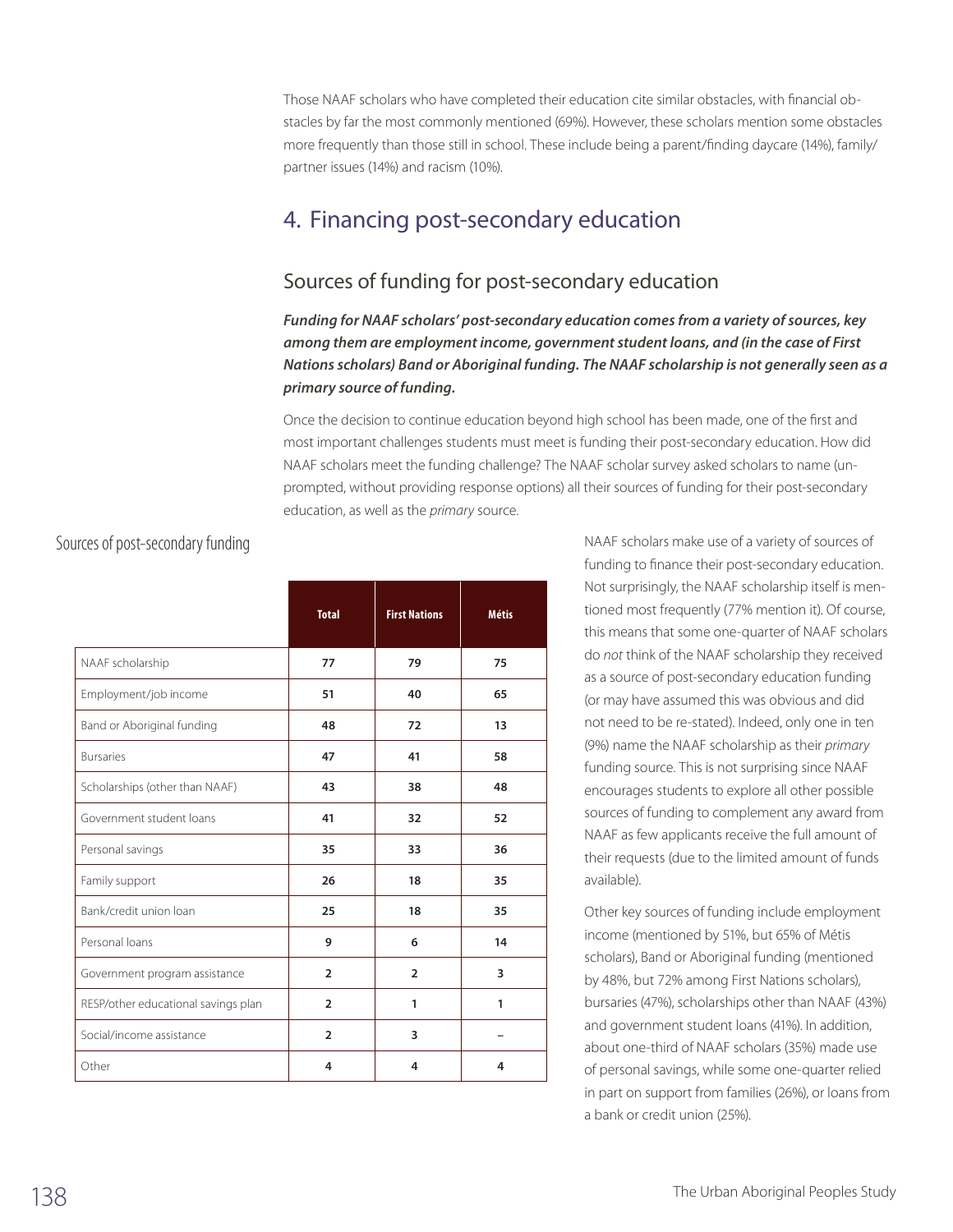Those NAAF scholars who have completed their education cite similar obstacles, with financial obstacles by far the most commonly mentioned (69%). However, these scholars mention some obstacles more frequently than those still in school. These include being a parent/finding daycare (14%), family/partner issues (14%) and racism (10%).

# 4. Financing post-secondary education

## Sources of funding for post-secondary education

***Funding for NAAF scholars' post-secondary education comes from a variety of sources, key among them are employment income, government student loans, and (in the case of First Nations scholars) Band or Aboriginal funding. The NAAF scholarship is not generally seen as a primary source of funding.***

Once the decision to continue education beyond high school has been made, one of the first and most important challenges students must meet is funding their post-secondary education. How did NAAF scholars meet the funding challenge? The NAAF scholar survey asked scholars to name (unprompted, without providing response options) all their sources of funding for their post-secondary education, as well as the *primary* source.

### Sources of post-secondary funding

| | Total | First Nations | Métis |
|---|---|---|---|
| NAAF scholarship | 77 | 79 | 75 |
| Employment/job income | 51 | 40 | 65 |
| Band or Aboriginal funding | 48 | 72 | 13 |
| Bursaries | 47 | 41 | 58 |
| Scholarships (other than NAAF) | 43 | 38 | 48 |
| Government student loans | 41 | 32 | 52 |
| Personal savings | 35 | 33 | 36 |
| Family support | 26 | 18 | 35 |
| Bank/credit union loan | 25 | 18 | 35 |
| Personal loans | 9 | 6 | 14 |
| Government program assistance | 2 | 2 | 3 |
| RESP/other educational savings plan | 2 | 1 | 1 |
| Social/income assistance | 2 | 3 | – |
| Other | 4 | 4 | 4 |

NAAF scholars make use of a variety of sources of funding to finance their post-secondary education. Not surprisingly, the NAAF scholarship itself is mentioned most frequently (77% mention it). Of course, this means that some one-quarter of NAAF scholars do *not* think of the NAAF scholarship they received as a source of post-secondary education funding (or may have assumed this was obvious and did not need to be re-stated). Indeed, only one in ten (9%) name the NAAF scholarship as their *primary* funding source. This is not surprising since NAAF encourages students to explore all other possible sources of funding to complement any award from NAAF as few applicants receive the full amount of their requests (due to the limited amount of funds available).

Other key sources of funding include employment income (mentioned by 51%, but 65% of Métis scholars), Band or Aboriginal funding (mentioned by 48%, but 72% among First Nations scholars), bursaries (47%), scholarships other than NAAF (43%) and government student loans (41%). In addition, about one-third of NAAF scholars (35%) made use of personal savings, while some one-quarter relied in part on support from families (26%), or loans from a bank or credit union (25%).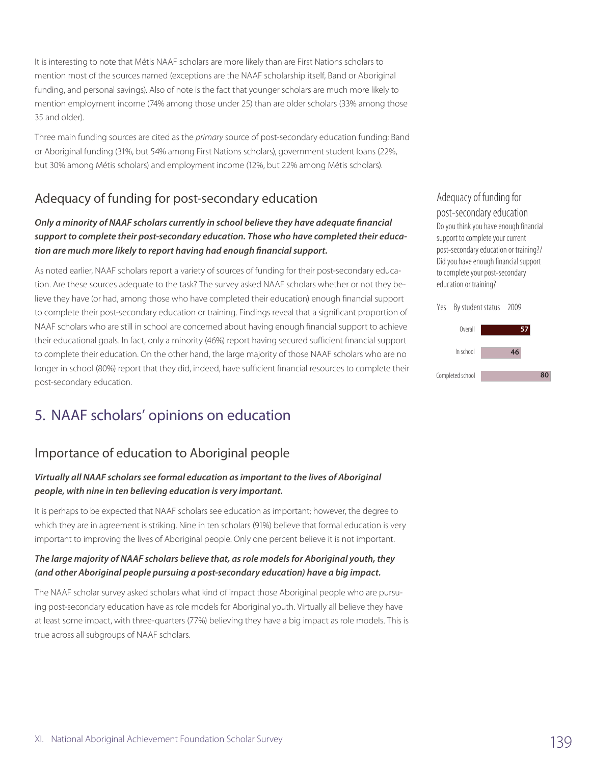It is interesting to note that Métis NAAF scholars are more likely than are First Nations scholars to mention most of the sources named (exceptions are the NAAF scholarship itself, Band or Aboriginal funding, and personal savings). Also of note is the fact that younger scholars are much more likely to mention employment income (74% among those under 25) than are older scholars (33% among those 35 and older).

Three main funding sources are cited as the *primary* source of post-secondary education funding: Band or Aboriginal funding (31%, but 54% among First Nations scholars), government student loans (22%, but 30% among Métis scholars) and employment income (12%, but 22% among Métis scholars).

## Adequacy of funding for post-secondary education

***Only a minority of NAAF scholars currently in school believe they have adequate financial support to complete their post-secondary education. Those who have completed their education are much more likely to report having had enough financial support.***

As noted earlier, NAAF scholars report a variety of sources of funding for their post-secondary education. Are these sources adequate to the task? The survey asked NAAF scholars whether or not they believe they have (or had, among those who have completed their education) enough financial support to complete their post-secondary education or training. Findings reveal that a significant proportion of NAAF scholars who are still in school are concerned about having enough financial support to achieve their educational goals. In fact, only a minority (46%) report having secured sufficient financial support to complete their education. On the other hand, the large majority of those NAAF scholars who are no longer in school (80%) report that they did, indeed, have sufficient financial resources to complete their post-secondary education.

**Adequacy of funding for post-secondary education**

Do you think you have enough financial support to complete your current post-secondary education or training?/ Did you have enough financial support to complete your post-secondary education or training?

Yes — By student status — 2009

| | 2009 |
|---|---|
| Overall | 57 |
| In school | 46 |
| Completed school | 80 |

# 5. NAAF scholars' opinions on education

## Importance of education to Aboriginal people

***Virtually all NAAF scholars see formal education as important to the lives of Aboriginal people, with nine in ten believing education is very important.***

It is perhaps to be expected that NAAF scholars see education as important; however, the degree to which they are in agreement is striking. Nine in ten scholars (91%) believe that formal education is very important to improving the lives of Aboriginal people. Only one percent believe it is not important.

***The large majority of NAAF scholars believe that, as role models for Aboriginal youth, they (and other Aboriginal people pursuing a post-secondary education) have a big impact.***

The NAAF scholar survey asked scholars what kind of impact those Aboriginal people who are pursuing post-secondary education have as role models for Aboriginal youth. Virtually all believe they have at least some impact, with three-quarters (77%) believing they have a big impact as role models. This is true across all subgroups of NAAF scholars.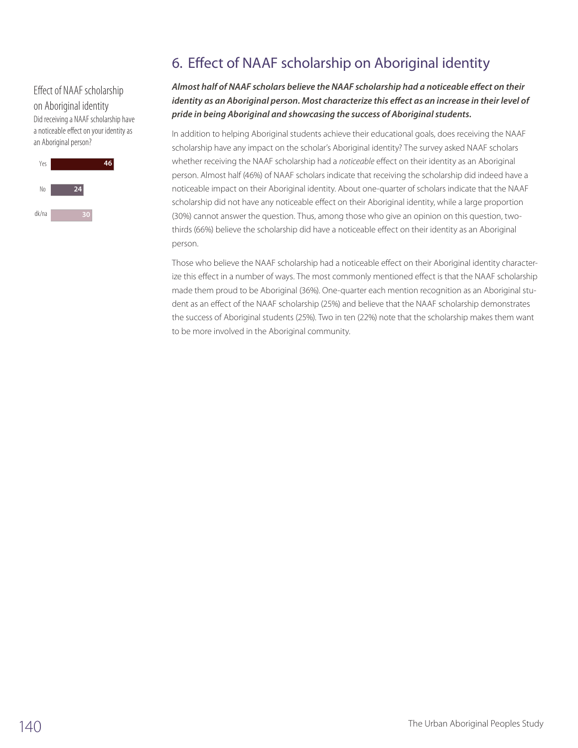## 6. Effect of NAAF scholarship on Aboriginal identity

Effect of NAAF scholarship on Aboriginal identity

Did receiving a NAAF scholarship have a noticeable effect on your identity as an Aboriginal person?

Yes 46

No 24

dk/na 30

***Almost half of NAAF scholars believe the NAAF scholarship had a noticeable effect on their identity as an Aboriginal person. Most characterize this effect as an increase in their level of pride in being Aboriginal and showcasing the success of Aboriginal students.***

In addition to helping Aboriginal students achieve their educational goals, does receiving the NAAF scholarship have any impact on the scholar's Aboriginal identity? The survey asked NAAF scholars whether receiving the NAAF scholarship had a *noticeable* effect on their identity as an Aboriginal person. Almost half (46%) of NAAF scholars indicate that receiving the scholarship did indeed have a noticeable impact on their Aboriginal identity. About one-quarter of scholars indicate that the NAAF scholarship did not have any noticeable effect on their Aboriginal identity, while a large proportion (30%) cannot answer the question. Thus, among those who give an opinion on this question, two-thirds (66%) believe the scholarship did have a noticeable effect on their identity as an Aboriginal person.

Those who believe the NAAF scholarship had a noticeable effect on their Aboriginal identity characterize this effect in a number of ways. The most commonly mentioned effect is that the NAAF scholarship made them proud to be Aboriginal (36%). One-quarter each mention recognition as an Aboriginal student as an effect of the NAAF scholarship (25%) and believe that the NAAF scholarship demonstrates the success of Aboriginal students (25%). Two in ten (22%) note that the scholarship makes them want to be more involved in the Aboriginal community.